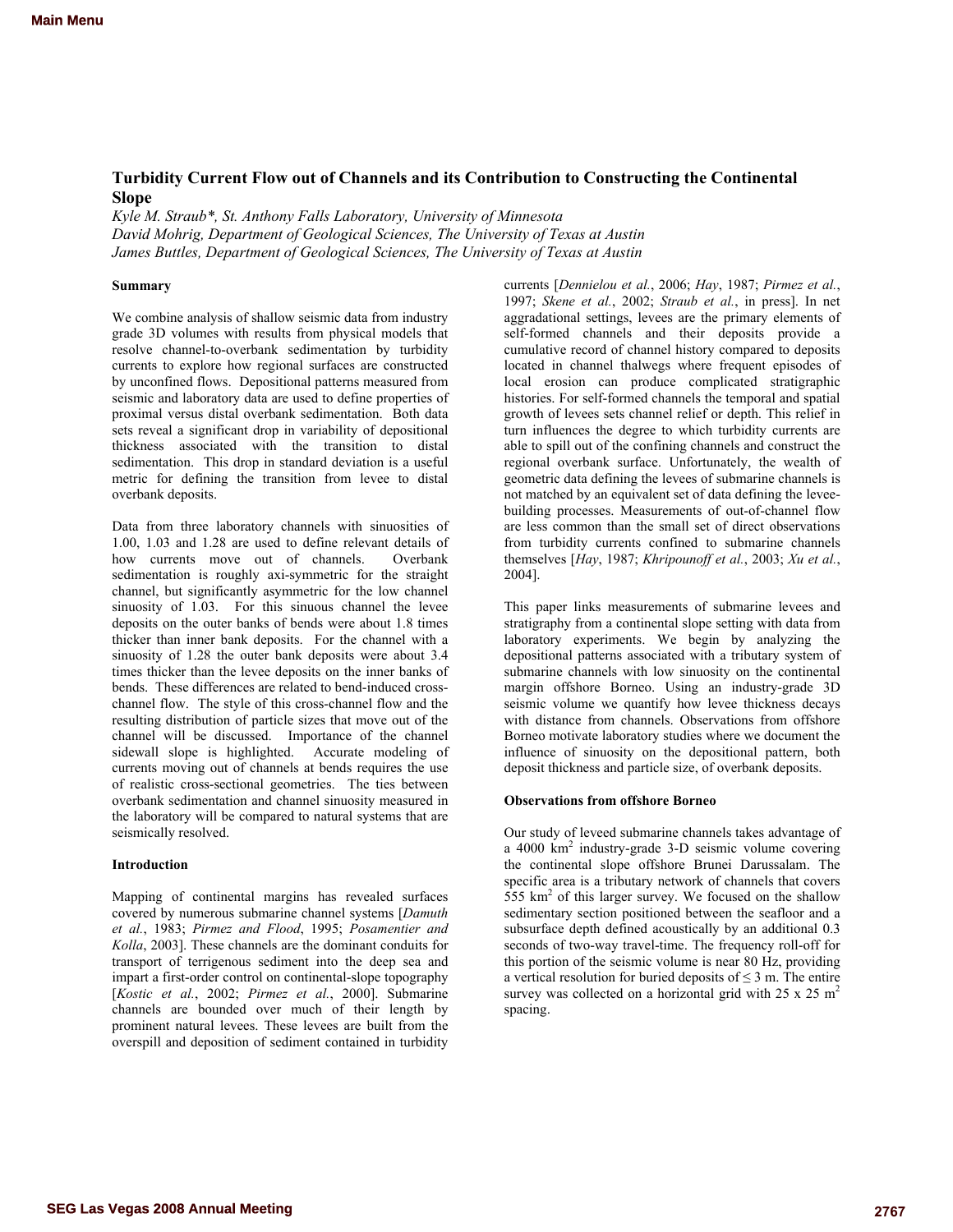# Turbidity Current Flow out of Channels and its Contribution to Constructing the Continental Slope

*Kyle M. Straub\*, St. Anthony Falls Laboratory, University of Minnesota*
*David Mohrig, Department of Geological Sciences, The University of Texas at Austin*
*James Buttles, Department of Geological Sciences, The University of Texas at Austin*

## Summary

We combine analysis of shallow seismic data from industry grade 3D volumes with results from physical models that resolve channel-to-overbank sedimentation by turbidity currents to explore how regional surfaces are constructed by unconfined flows. Depositional patterns measured from seismic and laboratory data are used to define properties of proximal versus distal overbank sedimentation. Both data sets reveal a significant drop in variability of depositional thickness associated with the transition to distal sedimentation. This drop in standard deviation is a useful metric for defining the transition from levee to distal overbank deposits.

Data from three laboratory channels with sinuosities of 1.00, 1.03 and 1.28 are used to define relevant details of how currents move out of channels. Overbank sedimentation is roughly axi-symmetric for the straight channel, but significantly asymmetric for the low channel sinuosity of 1.03. For this sinuous channel the levee deposits on the outer banks of bends were about 1.8 times thicker than inner bank deposits. For the channel with a sinuosity of 1.28 the outer bank deposits were about 3.4 times thicker than the levee deposits on the inner banks of bends. These differences are related to bend-induced cross-channel flow. The style of this cross-channel flow and the resulting distribution of particle sizes that move out of the channel will be discussed. Importance of the channel sidewall slope is highlighted. Accurate modeling of currents moving out of channels at bends requires the use of realistic cross-sectional geometries. The ties between overbank sedimentation and channel sinuosity measured in the laboratory will be compared to natural systems that are seismically resolved.

## Introduction

Mapping of continental margins has revealed surfaces covered by numerous submarine channel systems [*Damuth et al.*, 1983; *Pirmez and Flood*, 1995; *Posamentier and Kolla*, 2003]. These channels are the dominant conduits for transport of terrigenous sediment into the deep sea and impart a first-order control on continental-slope topography [*Kostic et al.*, 2002; *Pirmez et al.*, 2000]. Submarine channels are bounded over much of their length by prominent natural levees. These levees are built from the overspill and deposition of sediment contained in turbidity currents [*Dennielou et al.*, 2006; *Hay*, 1987; *Pirmez et al.*, 1997; *Skene et al.*, 2002; *Straub et al.*, in press]. In net aggradational settings, levees are the primary elements of self-formed channels and their deposits provide a cumulative record of channel history compared to deposits located in channel thalwegs where frequent episodes of local erosion can produce complicated stratigraphic histories. For self-formed channels the temporal and spatial growth of levees sets channel relief or depth. This relief in turn influences the degree to which turbidity currents are able to spill out of the confining channels and construct the regional overbank surface. Unfortunately, the wealth of geometric data defining the levees of submarine channels is not matched by an equivalent set of data defining the levee-building processes. Measurements of out-of-channel flow are less common than the small set of direct observations from turbidity currents confined to submarine channels themselves [*Hay*, 1987; *Khripounoff et al.*, 2003; *Xu et al.*, 2004].

This paper links measurements of submarine levees and stratigraphy from a continental slope setting with data from laboratory experiments. We begin by analyzing the depositional patterns associated with a tributary system of submarine channels with low sinuosity on the continental margin offshore Borneo. Using an industry-grade 3D seismic volume we quantify how levee thickness decays with distance from channels. Observations from offshore Borneo motivate laboratory studies where we document the influence of sinuosity on the depositional pattern, both deposit thickness and particle size, of overbank deposits.

## Observations from offshore Borneo

Our study of leveed submarine channels takes advantage of a 4000 km$^2$ industry-grade 3-D seismic volume covering the continental slope offshore Brunei Darussalam. The specific area is a tributary network of channels that covers 555 km$^2$ of this larger survey. We focused on the shallow sedimentary section positioned between the seafloor and a subsurface depth defined acoustically by an additional 0.3 seconds of two-way travel-time. The frequency roll-off for this portion of the seismic volume is near 80 Hz, providing a vertical resolution for buried deposits of $\leq$ 3 m. The entire survey was collected on a horizontal grid with 25 x 25 m$^2$ spacing.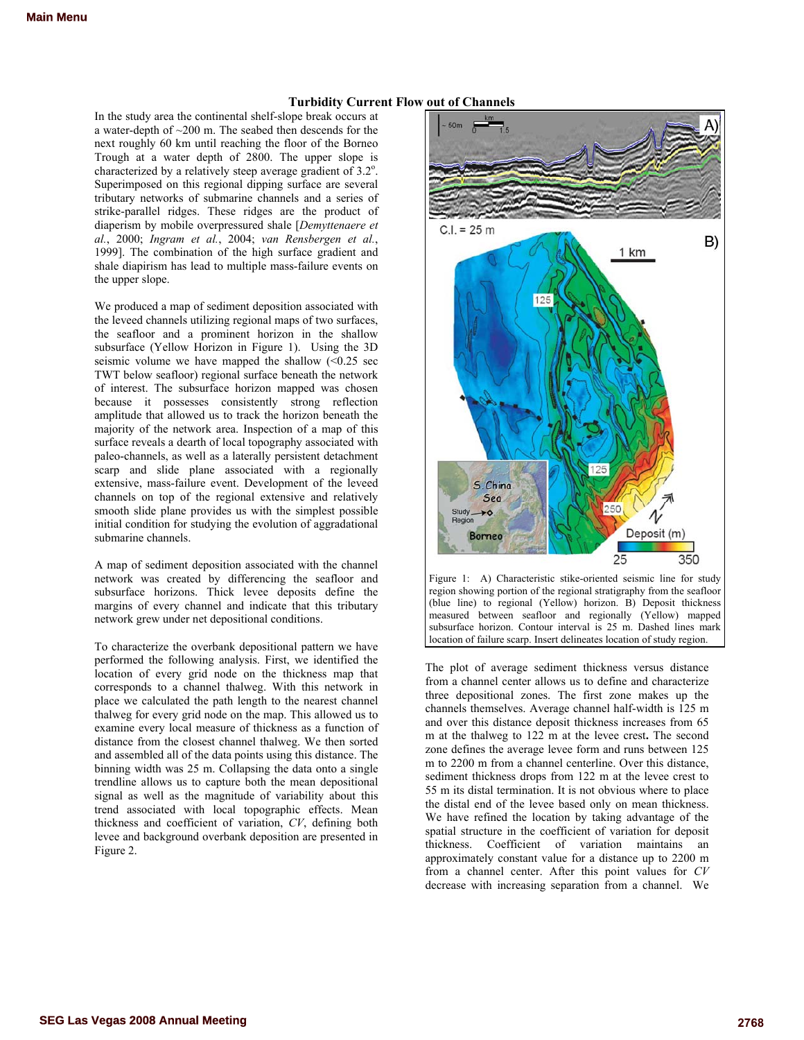## Turbidity Current Flow out of Channels

In the study area the continental shelf-slope break occurs at a water-depth of ~200 m. The seabed then descends for the next roughly 60 km until reaching the floor of the Borneo Trough at a water depth of 2800. The upper slope is characterized by a relatively steep average gradient of 3.2°. Superimposed on this regional dipping surface are several tributary networks of submarine channels and a series of strike-parallel ridges. These ridges are the product of diaperism by mobile overpressured shale [*Demyttenaere et al.*, 2000; *Ingram et al.*, 2004; *van Rensbergen et al.*, 1999]. The combination of the high surface gradient and shale diapirism has lead to multiple mass-failure events on the upper slope.

We produced a map of sediment deposition associated with the leveed channels utilizing regional maps of two surfaces, the seafloor and a prominent horizon in the shallow subsurface (Yellow Horizon in Figure 1). Using the 3D seismic volume we have mapped the shallow (<0.25 sec TWT below seafloor) regional surface beneath the network of interest. The subsurface horizon mapped was chosen because it possesses consistently strong reflection amplitude that allowed us to track the horizon beneath the majority of the network area. Inspection of a map of this surface reveals a dearth of local topography associated with paleo-channels, as well as a laterally persistent detachment scarp and slide plane associated with a regionally extensive, mass-failure event. Development of the leveed channels on top of the regional extensive and relatively smooth slide plane provides us with the simplest possible initial condition for studying the evolution of aggradational submarine channels.

A map of sediment deposition associated with the channel network was created by differencing the seafloor and subsurface horizons. Thick levee deposits define the margins of every channel and indicate that this tributary network grew under net depositional conditions.

To characterize the overbank depositional pattern we have performed the following analysis. First, we identified the location of every grid node on the thickness map that corresponds to a channel thalweg. With this network in place we calculated the path length to the nearest channel thalweg for every grid node on the map. This allowed us to examine every local measure of thickness as a function of distance from the closest channel thalweg. We then sorted and assembled all of the data points using this distance. The binning width was 25 m. Collapsing the data onto a single trendline allows us to capture both the mean depositional signal as well as the magnitude of variability about this trend associated with local topographic effects. Mean thickness and coefficient of variation, *CV*, defining both levee and background overbank deposition are presented in Figure 2.

Figure 1: A) Characteristic stike-oriented seismic line for study region showing portion of the regional stratigraphy from the seafloor (blue line) to regional (Yellow) horizon. B) Deposit thickness measured between seafloor and regionally (Yellow) mapped subsurface horizon. Contour interval is 25 m. Dashed lines mark location of failure scarp. Insert delineates location of study region.

The plot of average sediment thickness versus distance from a channel center allows us to define and characterize three depositional zones. The first zone makes up the channels themselves. Average channel half-width is 125 m and over this distance deposit thickness increases from 65 m at the thalweg to 122 m at the levee crest**.** The second zone defines the average levee form and runs between 125 m to 2200 m from a channel centerline. Over this distance, sediment thickness drops from 122 m at the levee crest to 55 m its distal termination. It is not obvious where to place the distal end of the levee based only on mean thickness. We have refined the location by taking advantage of the spatial structure in the coefficient of variation for deposit thickness. Coefficient of variation maintains an approximately constant value for a distance up to 2200 m from a channel center. After this point values for *CV* decrease with increasing separation from a channel. We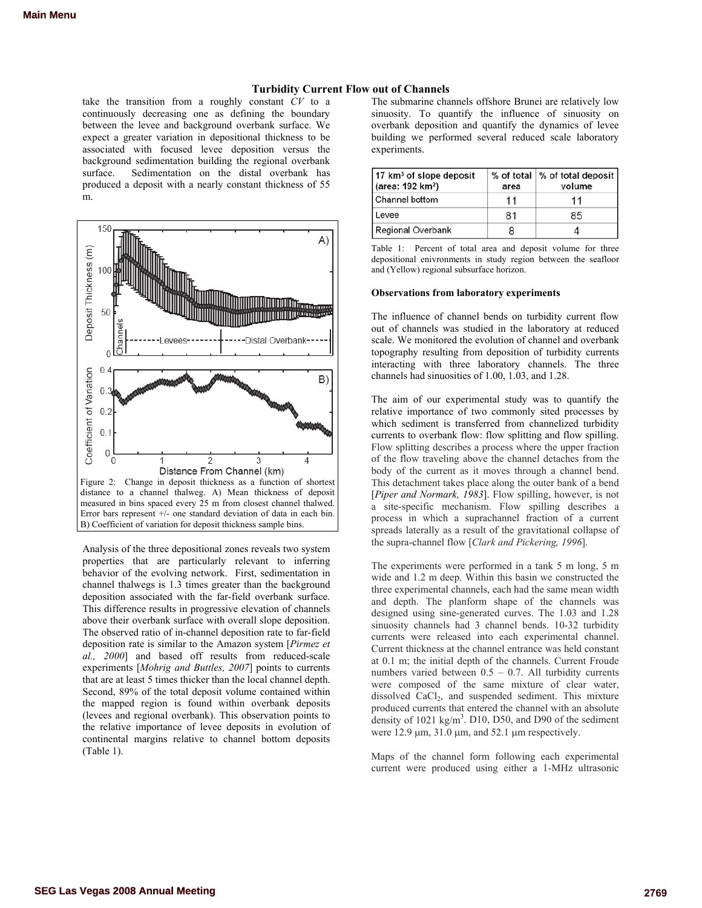take the transition from a roughly constant *CV* to a continuously decreasing one as defining the boundary between the levee and background overbank surface. We expect a greater variation in depositional thickness to be associated with focused levee deposition versus the background sedimentation building the regional overbank surface. Sedimentation on the distal overbank has produced a deposit with a nearly constant thickness of 55 m.

Figure 2: Change in deposit thickness as a function of shortest distance to a channel thalweg. A) Mean thickness of deposit measured in bins spaced every 25 m from closest channel thalwed. Error bars represent +/- one standard deviation of data in each bin. B) Coefficient of variation for deposit thickness sample bins.

Analysis of the three depositional zones reveals two system properties that are particularly relevant to inferring behavior of the evolving network. First, sedimentation in channel thalwegs is 1.3 times greater than the background deposition associated with the far-field overbank surface. This difference results in progressive elevation of channels above their overbank surface with overall slope deposition. The observed ratio of in-channel deposition rate to far-field deposition rate is similar to the Amazon system [*Pirmez et al., 2000*] and based off results from reduced-scale experiments [*Mohrig and Buttles, 2007*] points to currents that are at least 5 times thicker than the local channel depth. Second, 89% of the total deposit volume contained within the mapped region is found within overbank deposits (levees and regional overbank). This observation points to the relative importance of levee deposits in evolution of continental margins relative to channel bottom deposits (Table 1).

The submarine channels offshore Brunei are relatively low sinuosity. To quantify the influence of sinuosity on overbank deposition and quantify the dynamics of levee building we performed several reduced scale laboratory experiments.

| 17 km³ of slope deposit (area: 192 km²) | % of total area | % of total deposit volume |
| --- | --- | --- |
| Channel bottom | 11 | 11 |
| Levee | 81 | 85 |
| Regional Overbank | 8 | 4 |

Table 1: Percent of total area and deposit volume for three depositional enivronments in study region between the seafloor and (Yellow) regional subsurface horizon.

**Observations from laboratory experiments**

The influence of channel bends on turbidity current flow out of channels was studied in the laboratory at reduced scale. We monitored the evolution of channel and overbank topography resulting from deposition of turbidity currents interacting with three laboratory channels. The three channels had sinuosities of 1.00, 1.03, and 1.28.

The aim of our experimental study was to quantify the relative importance of two commonly sited processes by which sediment is transferred from channelized turbidity currents to overbank flow: flow splitting and flow spilling. Flow splitting describes a process where the upper fraction of the flow traveling above the channel detaches from the body of the current as it moves through a channel bend. This detachment takes place along the outer bank of a bend [*Piper and Normark, 1983*]. Flow splitting, however, is not a site-specific mechanism. Flow spilling describes a process in which a suprachannel fraction of a current spreads laterally as a result of the gravitational collapse of the supra-channel flow [*Clark and Pickering, 1996*].

The experiments were performed in a tank 5 m long, 5 m wide and 1.2 m deep. Within this basin we constructed the three experimental channels, each had the same mean width and depth. The planform shape of the channels was designed using sine-generated curves. The 1.03 and 1.28 sinuosity channels had 3 channel bends. 10-32 turbidity currents were released into each experimental channel. Current thickness at the channel entrance was held constant at 0.1 m; the initial depth of the channels. Current Froude numbers varied between 0.5 – 0.7. All turbidity currents were composed of the same mixture of clear water, dissolved $CaCl_2$, and suspended sediment. This mixture produced currents that entered the channel with an absolute density of 1021 kg/m$^3$. D10, D50, and D90 of the sediment were 12.9 μm, 31.0 μm, and 52.1 μm respectively.

Maps of the channel form following each experimental current were produced using either a 1-MHz ultrasonic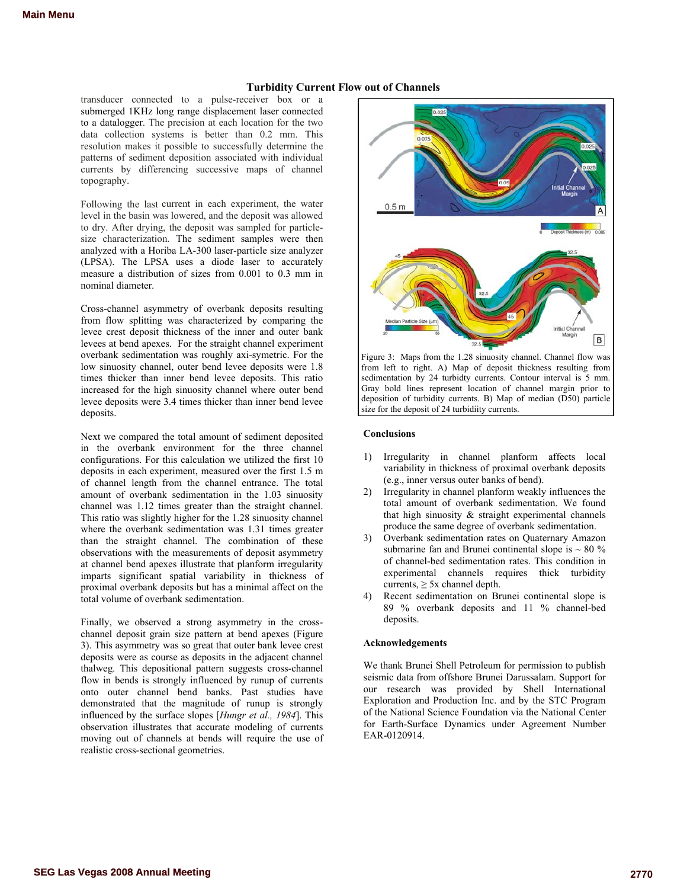## Turbidity Current Flow out of Channels

transducer connected to a pulse-receiver box or a submerged 1KHz long range displacement laser connected to a datalogger. The precision at each location for the two data collection systems is better than 0.2 mm. This resolution makes it possible to successfully determine the patterns of sediment deposition associated with individual currents by differencing successive maps of channel topography.

Following the last current in each experiment, the water level in the basin was lowered, and the deposit was allowed to dry. After drying, the deposit was sampled for particle-size characterization. The sediment samples were then analyzed with a Horiba LA-300 laser-particle size analyzer (LPSA). The LPSA uses a diode laser to accurately measure a distribution of sizes from 0.001 to 0.3 mm in nominal diameter.

Cross-channel asymmetry of overbank deposits resulting from flow splitting was characterized by comparing the levee crest deposit thickness of the inner and outer bank levees at bend apexes. For the straight channel experiment overbank sedimentation was roughly axi-symetric. For the low sinuosity channel, outer bend levee deposits were 1.8 times thicker than inner bend levee deposits. This ratio increased for the high sinuosity channel where outer bend levee deposits were 3.4 times thicker than inner bend levee deposits.

Next we compared the total amount of sediment deposited in the overbank environment for the three channel configurations. For this calculation we utilized the first 10 deposits in each experiment, measured over the first 1.5 m of channel length from the channel entrance. The total amount of overbank sedimentation in the 1.03 sinuosity channel was 1.12 times greater than the straight channel. This ratio was slightly higher for the 1.28 sinuosity channel where the overbank sedimentation was 1.31 times greater than the straight channel. The combination of these observations with the measurements of deposit asymmetry at channel bend apexes illustrate that planform irregularity imparts significant spatial variability in thickness of proximal overbank deposits but has a minimal affect on the total volume of overbank sedimentation.

Finally, we observed a strong asymmetry in the cross-channel deposit grain size pattern at bend apexes (Figure 3). This asymmetry was so great that outer bank levee crest deposits were as course as deposits in the adjacent channel thalweg. This depositional pattern suggests cross-channel flow in bends is strongly influenced by runup of currents onto outer channel bend banks. Past studies have demonstrated that the magnitude of runup is strongly influenced by the surface slopes [*Hungr et al., 1984*]. This observation illustrates that accurate modeling of currents moving out of channels at bends will require the use of realistic cross-sectional geometries.

Figure 3: Maps from the 1.28 sinuosity channel. Channel flow was from left to right. A) Map of deposit thickness resulting from sedimentation by 24 turbidty currents. Contour interval is 5 mm. Gray bold lines represent location of channel margin prior to deposition of turbidity currents. B) Map of median (D50) particle size for the deposit of 24 turbidiity currents.

### Conclusions

1) Irregularity in channel planform affects local variability in thickness of proximal overbank deposits (e.g., inner versus outer banks of bend).
2) Irregularity in channel planform weakly influences the total amount of overbank sedimentation. We found that high sinuosity & straight experimental channels produce the same degree of overbank sedimentation.
3) Overbank sedimentation rates on Quaternary Amazon submarine fan and Brunei continental slope is ~ 80 % of channel-bed sedimentation rates. This condition in experimental channels requires thick turbidity currents, ≥ 5x channel depth.
4) Recent sedimentation on Brunei continental slope is 89 % overbank deposits and 11 % channel-bed deposits.

### Acknowledgements

We thank Brunei Shell Petroleum for permission to publish seismic data from offshore Brunei Darussalam. Support for our research was provided by Shell International Exploration and Production Inc. and by the STC Program of the National Science Foundation via the National Center for Earth-Surface Dynamics under Agreement Number EAR-0120914.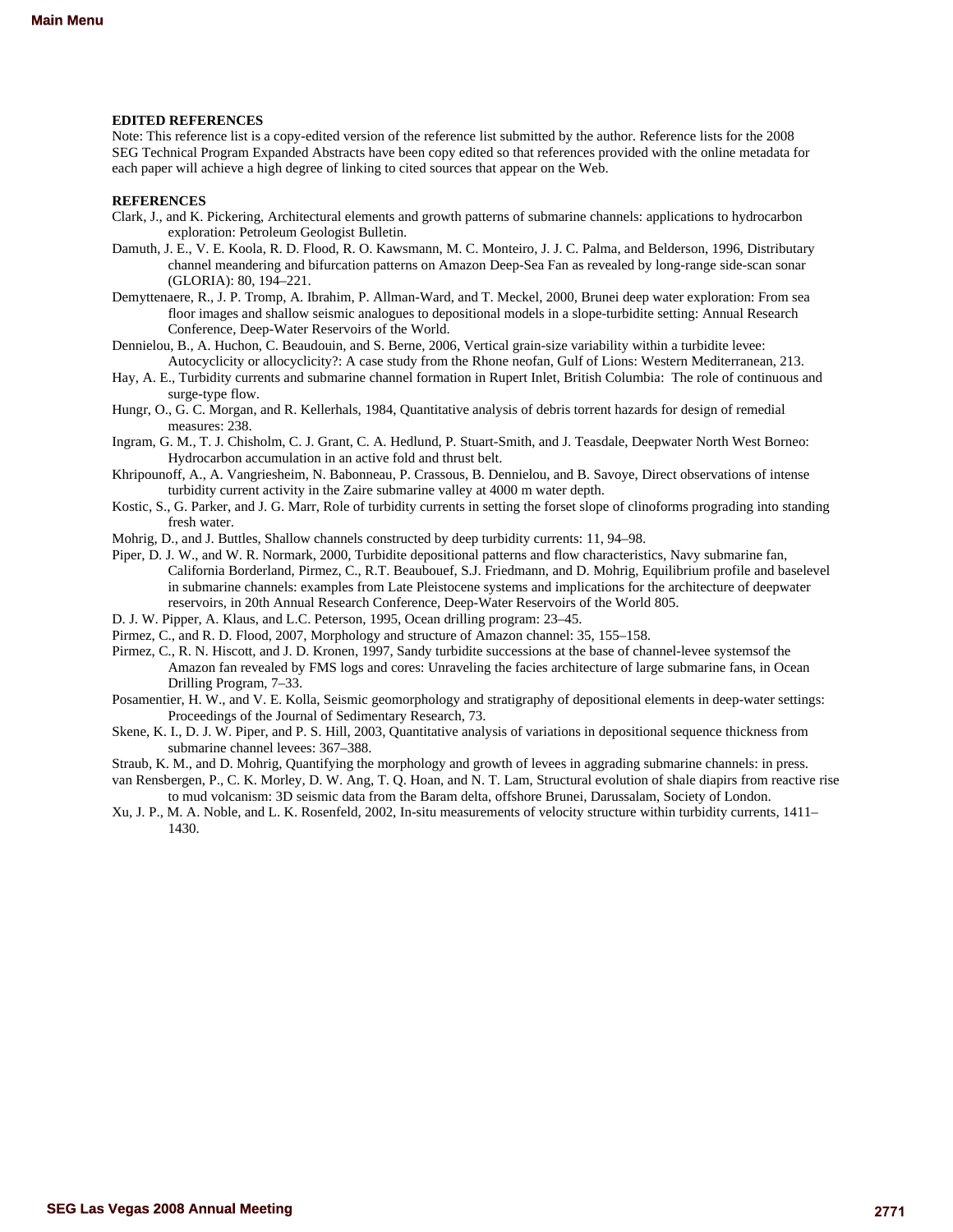**EDITED REFERENCES**

Note: This reference list is a copy-edited version of the reference list submitted by the author. Reference lists for the 2008 SEG Technical Program Expanded Abstracts have been copy edited so that references provided with the online metadata for each paper will achieve a high degree of linking to cited sources that appear on the Web.

**REFERENCES**

Clark, J., and K. Pickering, Architectural elements and growth patterns of submarine channels: applications to hydrocarbon exploration: Petroleum Geologist Bulletin.

Damuth, J. E., V. E. Koola, R. D. Flood, R. O. Kawsmann, M. C. Monteiro, J. J. C. Palma, and Belderson, 1996, Distributary channel meandering and bifurcation patterns on Amazon Deep-Sea Fan as revealed by long-range side-scan sonar (GLORIA): 80, 194–221.

Demyttenaere, R., J. P. Tromp, A. Ibrahim, P. Allman-Ward, and T. Meckel, 2000, Brunei deep water exploration: From sea floor images and shallow seismic analogues to depositional models in a slope-turbidite setting: Annual Research Conference, Deep-Water Reservoirs of the World.

Dennielou, B., A. Huchon, C. Beaudouin, and S. Berne, 2006, Vertical grain-size variability within a turbidite levee: Autocyclicity or allocyclicity?: A case study from the Rhone neofan, Gulf of Lions: Western Mediterranean, 213.

Hay, A. E., Turbidity currents and submarine channel formation in Rupert Inlet, British Columbia: The role of continuous and surge-type flow.

Hungr, O., G. C. Morgan, and R. Kellerhals, 1984, Quantitative analysis of debris torrent hazards for design of remedial measures: 238.

Ingram, G. M., T. J. Chisholm, C. J. Grant, C. A. Hedlund, P. Stuart-Smith, and J. Teasdale, Deepwater North West Borneo: Hydrocarbon accumulation in an active fold and thrust belt.

Khripounoff, A., A. Vangriesheim, N. Babonneau, P. Crassous, B. Dennielou, and B. Savoye, Direct observations of intense turbidity current activity in the Zaire submarine valley at 4000 m water depth.

Kostic, S., G. Parker, and J. G. Marr, Role of turbidity currents in setting the forset slope of clinoforms prograding into standing fresh water.

Mohrig, D., and J. Buttles, Shallow channels constructed by deep turbidity currents: 11, 94–98.

Piper, D. J. W., and W. R. Normark, 2000, Turbidite depositional patterns and flow characteristics, Navy submarine fan, California Borderland, Pirmez, C., R.T. Beaubouef, S.J. Friedmann, and D. Mohrig, Equilibrium profile and baselevel in submarine channels: examples from Late Pleistocene systems and implications for the architecture of deepwater reservoirs, in 20th Annual Research Conference, Deep-Water Reservoirs of the World 805.

D. J. W. Pipper, A. Klaus, and L.C. Peterson, 1995, Ocean drilling program: 23–45.

Pirmez, C., and R. D. Flood, 2007, Morphology and structure of Amazon channel: 35, 155–158.

Pirmez, C., R. N. Hiscott, and J. D. Kronen, 1997, Sandy turbidite successions at the base of channel-levee systemsof the Amazon fan revealed by FMS logs and cores: Unraveling the facies architecture of large submarine fans, in Ocean Drilling Program, 7–33.

Posamentier, H. W., and V. E. Kolla, Seismic geomorphology and stratigraphy of depositional elements in deep-water settings: Proceedings of the Journal of Sedimentary Research, 73.

Skene, K. I., D. J. W. Piper, and P. S. Hill, 2003, Quantitative analysis of variations in depositional sequence thickness from submarine channel levees: 367–388.

Straub, K. M., and D. Mohrig, Quantifying the morphology and growth of levees in aggrading submarine channels: in press.

van Rensbergen, P., C. K. Morley, D. W. Ang, T. Q. Hoan, and N. T. Lam, Structural evolution of shale diapirs from reactive rise to mud volcanism: 3D seismic data from the Baram delta, offshore Brunei, Darussalam, Society of London.

Xu, J. P., M. A. Noble, and L. K. Rosenfeld, 2002, In-situ measurements of velocity structure within turbidity currents, 1411–1430.